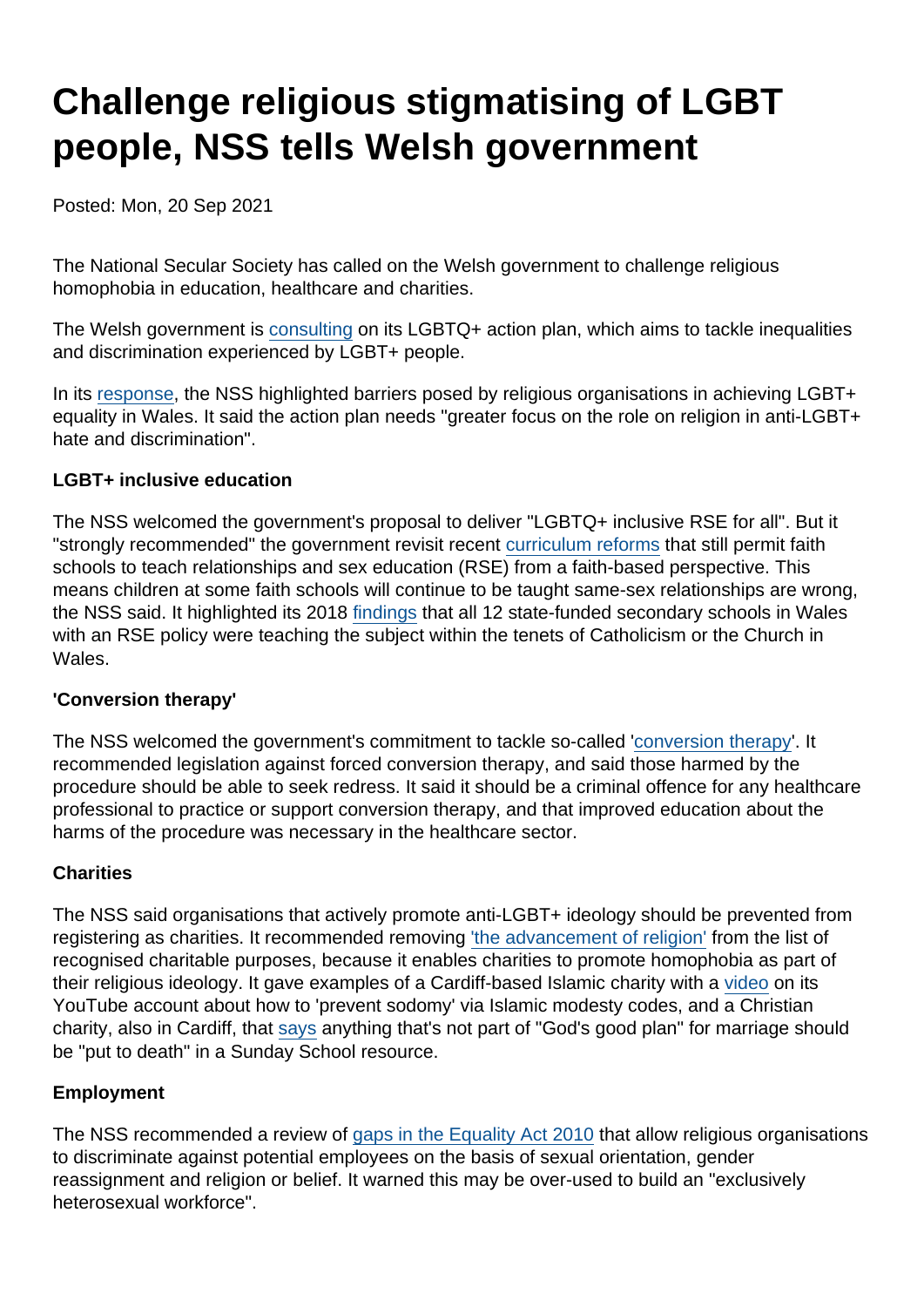# Challenge religious stigmatising of LGBT people, NSS tells Welsh government

Posted: Mon, 20 Sep 2021

The National Secular Society has called on the Welsh government to challenge religious homophobia in education, healthcare and charities.

The Welsh government is consulting on its LGBTQ+ action plan, which aims to tackle inequalities and discrimination experienced by LGBT+ people.

In its response, the NSS highlighted barriers posed by religious organisations in achieving LGBT+ equality in Wales. It said the action plan needs "greater focus on the role on religion in anti-LGBT+ hate and discrimination".

**LGBT+ inclusive education**

The NSS welcomed the government's proposal to deliver "LGBTQ+ inclusive RSE for all". But it "strongly recommended" the government revisit recent curriculum reforms that still permit faith schools to teach relationships and sex education (RSE) from a faith-based perspective. This means children at some faith schools will continue to be taught same-sex relationships are wrong, the NSS said. It highlighted its 2018 findings that all 12 state-funded secondary schools in Wales with an RSE policy were teaching the subject within the tenets of Catholicism or the Church in Wales.

**'Conversion therapy'**

The NSS welcomed the government's commitment to tackle so-called 'conversion therapy'. It recommended legislation against forced conversion therapy, and said those harmed by the procedure should be able to seek redress. It said it should be a criminal offence for any healthcare professional to practice or support conversion therapy, and that improved education about the harms of the procedure was necessary in the healthcare sector.

**Charities**

The NSS said organisations that actively promote anti-LGBT+ ideology should be prevented from registering as charities. It recommended removing 'the advancement of religion' from the list of recognised charitable purposes, because it enables charities to promote homophobia as part of their religious ideology. It gave examples of a Cardiff-based Islamic charity with a video on its YouTube account about how to 'prevent sodomy' via Islamic modesty codes, and a Christian charity, also in Cardiff, that says anything that's not part of "God's good plan" for marriage should be "put to death" in a Sunday School resource.

**Employment**

The NSS recommended a review of gaps in the Equality Act 2010 that allow religious organisations to discriminate against potential employees on the basis of sexual orientation, gender reassignment and religion or belief. It warned this may be over-used to build an "exclusively heterosexual workforce".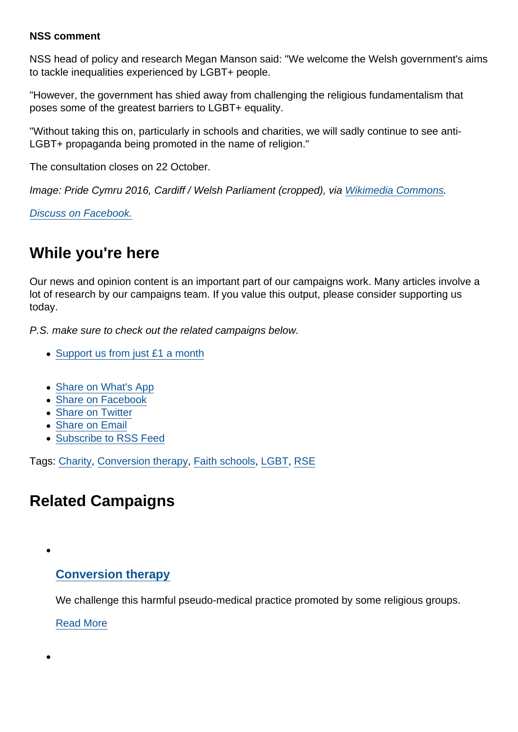**NSS comment**

NSS head of policy and research Megan Manson said: "We welcome the Welsh government's aims to tackle inequalities experienced by LGBT+ people.

"However, the government has shied away from challenging the religious fundamentalism that poses some of the greatest barriers to LGBT+ equality.

"Without taking this on, particularly in schools and charities, we will sadly continue to see anti-LGBT+ propaganda being promoted in the name of religion."

The consultation closes on 22 October.

*Image: Pride Cymru 2016, Cardiff / Welsh Parliament (cropped), via Wikimedia Commons.*

*Discuss on Facebook.*

## While you're here

Our news and opinion content is an important part of our campaigns work. Many articles involve a lot of research by our campaigns team. If you value this output, please consider supporting us today.

*P.S. make sure to check out the related campaigns below.*

- Support us from just £1 a month

- Share on What's App
- Share on Facebook
- Share on Twitter
- Share on Email
- Subscribe to RSS Feed

Tags: Charity, Conversion therapy, Faith schools, LGBT, RSE

## Related Campaigns

- ### Conversion therapy

  We challenge this harmful pseudo-medical practice promoted by some religious groups.

  Read More

-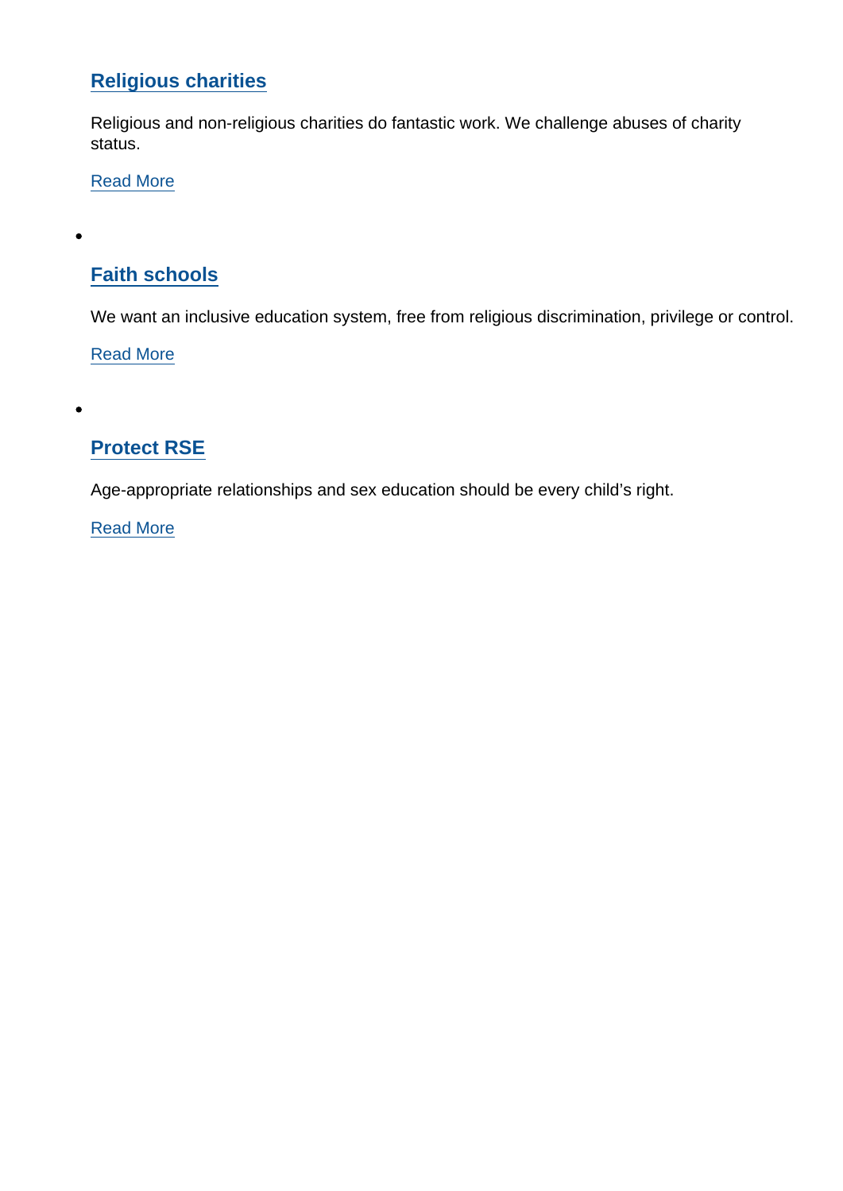### Religious charities

Religious and non-religious charities do fantastic work. We challenge abuses of charity status.

Read More

- 

### Faith schools

We want an inclusive education system, free from religious discrimination, privilege or control.

Read More

- 

### Protect RSE

Age-appropriate relationships and sex education should be every child's right.

Read More